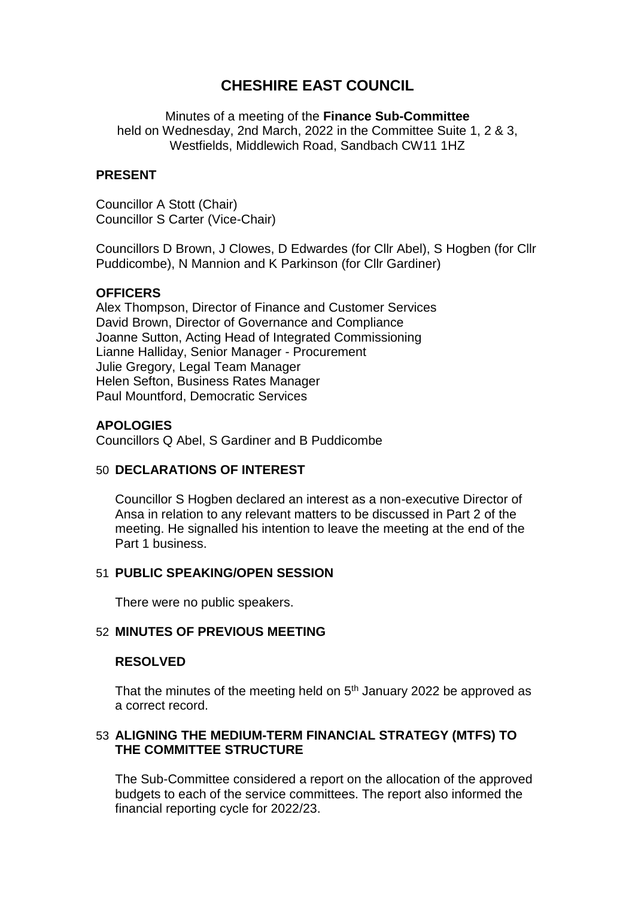# CHESHIRE EAST COUNCIL

Minutes of a meeting of the **Finance Sub-Committee**
held on Wednesday, 2nd March, 2022 in the Committee Suite 1, 2 & 3, Westfields, Middlewich Road, Sandbach CW11 1HZ

## PRESENT

Councillor A Stott (Chair)
Councillor S Carter (Vice-Chair)

Councillors D Brown, J Clowes, D Edwardes (for Cllr Abel), S Hogben (for Cllr Puddicombe), N Mannion and K Parkinson (for Cllr Gardiner)

## OFFICERS

Alex Thompson, Director of Finance and Customer Services
David Brown, Director of Governance and Compliance
Joanne Sutton, Acting Head of Integrated Commissioning
Lianne Halliday, Senior Manager - Procurement
Julie Gregory, Legal Team Manager
Helen Sefton, Business Rates Manager
Paul Mountford, Democratic Services

## APOLOGIES

Councillors Q Abel, S Gardiner and B Puddicombe

## 50 DECLARATIONS OF INTEREST

Councillor S Hogben declared an interest as a non-executive Director of Ansa in relation to any relevant matters to be discussed in Part 2 of the meeting. He signalled his intention to leave the meeting at the end of the Part 1 business.

## 51 PUBLIC SPEAKING/OPEN SESSION

There were no public speakers.

## 52 MINUTES OF PREVIOUS MEETING

**RESOLVED**

That the minutes of the meeting held on 5th January 2022 be approved as a correct record.

## 53 ALIGNING THE MEDIUM-TERM FINANCIAL STRATEGY (MTFS) TO THE COMMITTEE STRUCTURE

The Sub-Committee considered a report on the allocation of the approved budgets to each of the service committees. The report also informed the financial reporting cycle for 2022/23.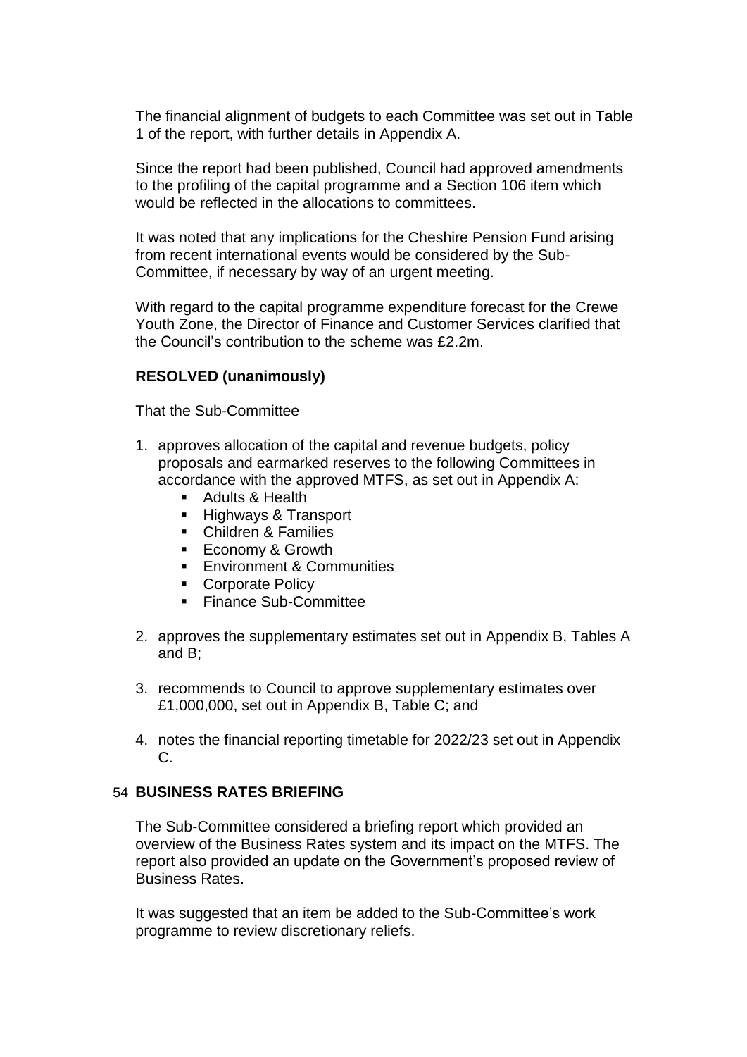The financial alignment of budgets to each Committee was set out in Table 1 of the report, with further details in Appendix A.

Since the report had been published, Council had approved amendments to the profiling of the capital programme and a Section 106 item which would be reflected in the allocations to committees.

It was noted that any implications for the Cheshire Pension Fund arising from recent international events would be considered by the Sub-Committee, if necessary by way of an urgent meeting.

With regard to the capital programme expenditure forecast for the Crewe Youth Zone, the Director of Finance and Customer Services clarified that the Council's contribution to the scheme was £2.2m.

**RESOLVED (unanimously)**

That the Sub-Committee

1. approves allocation of the capital and revenue budgets, policy proposals and earmarked reserves to the following Committees in accordance with the approved MTFS, as set out in Appendix A:
   - Adults & Health
   - Highways & Transport
   - Children & Families
   - Economy & Growth
   - Environment & Communities
   - Corporate Policy
   - Finance Sub-Committee

2. approves the supplementary estimates set out in Appendix B, Tables A and B;

3. recommends to Council to approve supplementary estimates over £1,000,000, set out in Appendix B, Table C; and

4. notes the financial reporting timetable for 2022/23 set out in Appendix C.

## 54 BUSINESS RATES BRIEFING

The Sub-Committee considered a briefing report which provided an overview of the Business Rates system and its impact on the MTFS. The report also provided an update on the Government's proposed review of Business Rates.

It was suggested that an item be added to the Sub-Committee's work programme to review discretionary reliefs.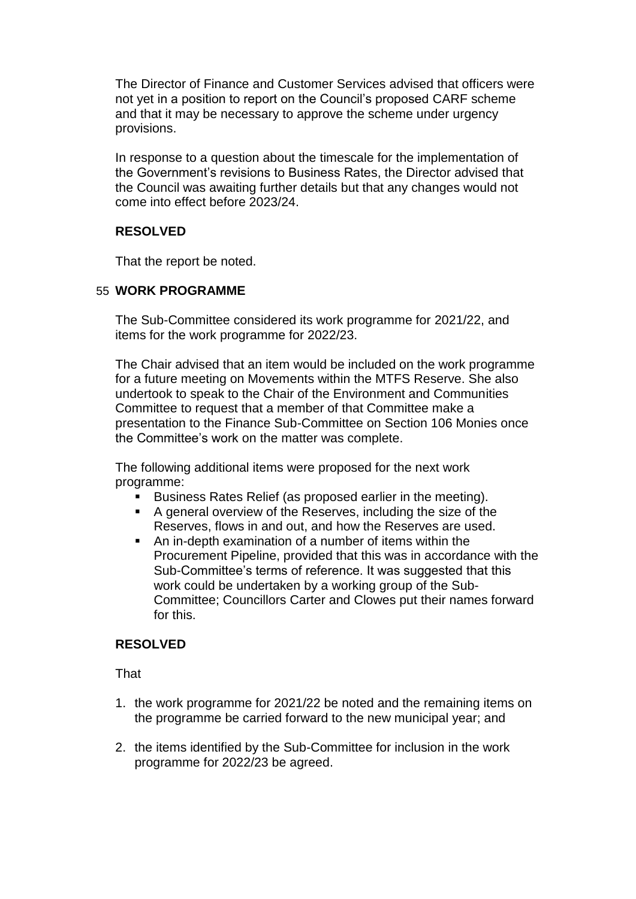The Director of Finance and Customer Services advised that officers were not yet in a position to report on the Council's proposed CARF scheme and that it may be necessary to approve the scheme under urgency provisions.

In response to a question about the timescale for the implementation of the Government's revisions to Business Rates, the Director advised that the Council was awaiting further details but that any changes would not come into effect before 2023/24.

**RESOLVED**

That the report be noted.

## 55 WORK PROGRAMME

The Sub-Committee considered its work programme for 2021/22, and items for the work programme for 2022/23.

The Chair advised that an item would be included on the work programme for a future meeting on Movements within the MTFS Reserve. She also undertook to speak to the Chair of the Environment and Communities Committee to request that a member of that Committee make a presentation to the Finance Sub-Committee on Section 106 Monies once the Committee's work on the matter was complete.

The following additional items were proposed for the next work programme:

- Business Rates Relief (as proposed earlier in the meeting).
- A general overview of the Reserves, including the size of the Reserves, flows in and out, and how the Reserves are used.
- An in-depth examination of a number of items within the Procurement Pipeline, provided that this was in accordance with the Sub-Committee's terms of reference. It was suggested that this work could be undertaken by a working group of the Sub-Committee; Councillors Carter and Clowes put their names forward for this.

**RESOLVED**

That

1. the work programme for 2021/22 be noted and the remaining items on the programme be carried forward to the new municipal year; and
2. the items identified by the Sub-Committee for inclusion in the work programme for 2022/23 be agreed.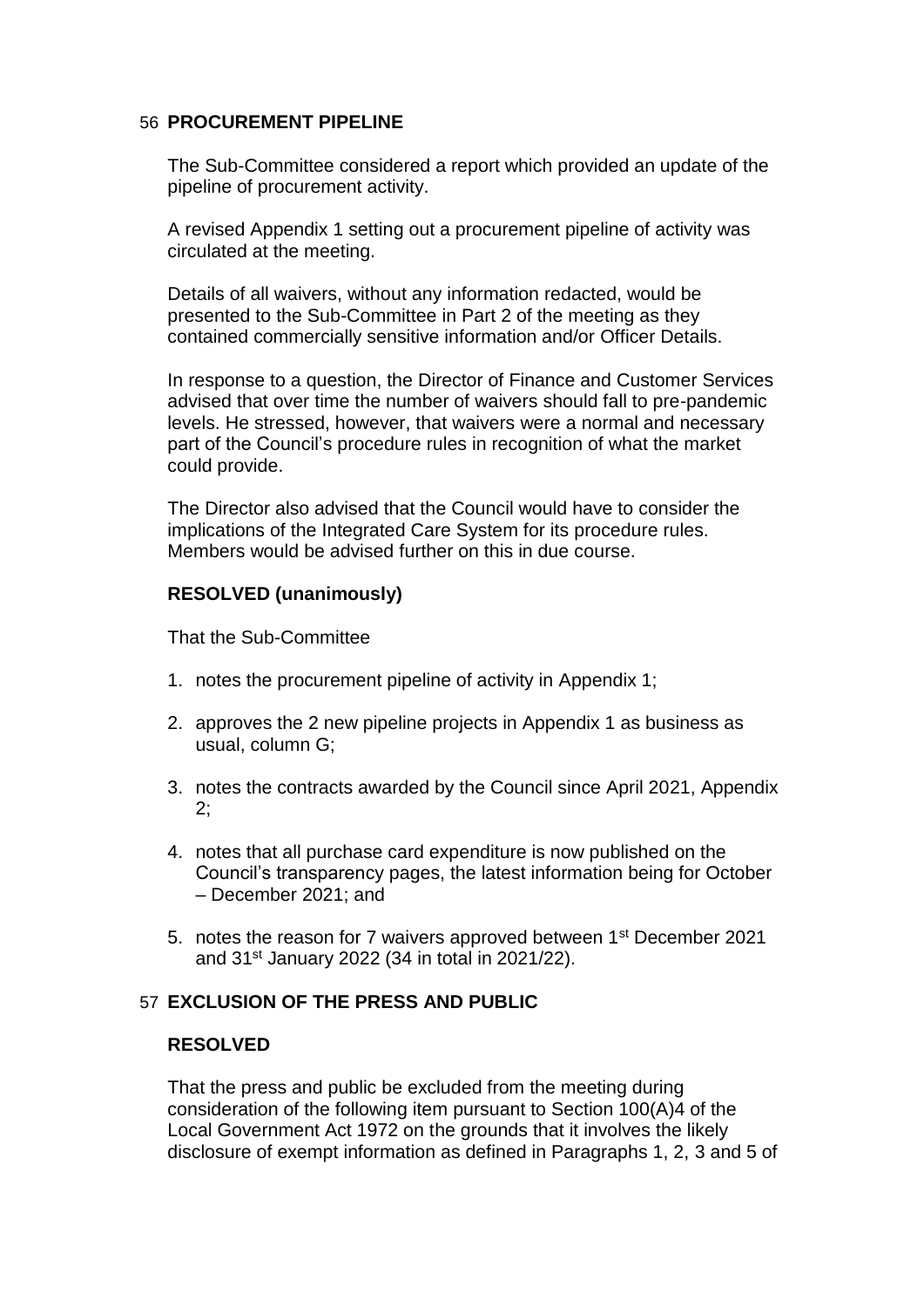## 56 PROCUREMENT PIPELINE

The Sub-Committee considered a report which provided an update of the pipeline of procurement activity.

A revised Appendix 1 setting out a procurement pipeline of activity was circulated at the meeting.

Details of all waivers, without any information redacted, would be presented to the Sub-Committee in Part 2 of the meeting as they contained commercially sensitive information and/or Officer Details.

In response to a question, the Director of Finance and Customer Services advised that over time the number of waivers should fall to pre-pandemic levels. He stressed, however, that waivers were a normal and necessary part of the Council's procedure rules in recognition of what the market could provide.

The Director also advised that the Council would have to consider the implications of the Integrated Care System for its procedure rules. Members would be advised further on this in due course.

**RESOLVED (unanimously)**

That the Sub-Committee

1. notes the procurement pipeline of activity in Appendix 1;
2. approves the 2 new pipeline projects in Appendix 1 as business as usual, column G;
3. notes the contracts awarded by the Council since April 2021, Appendix 2;
4. notes that all purchase card expenditure is now published on the Council's transparency pages, the latest information being for October – December 2021; and
5. notes the reason for 7 waivers approved between 1st December 2021 and 31st January 2022 (34 in total in 2021/22).

## 57 EXCLUSION OF THE PRESS AND PUBLIC

**RESOLVED**

That the press and public be excluded from the meeting during consideration of the following item pursuant to Section 100(A)4 of the Local Government Act 1972 on the grounds that it involves the likely disclosure of exempt information as defined in Paragraphs 1, 2, 3 and 5 of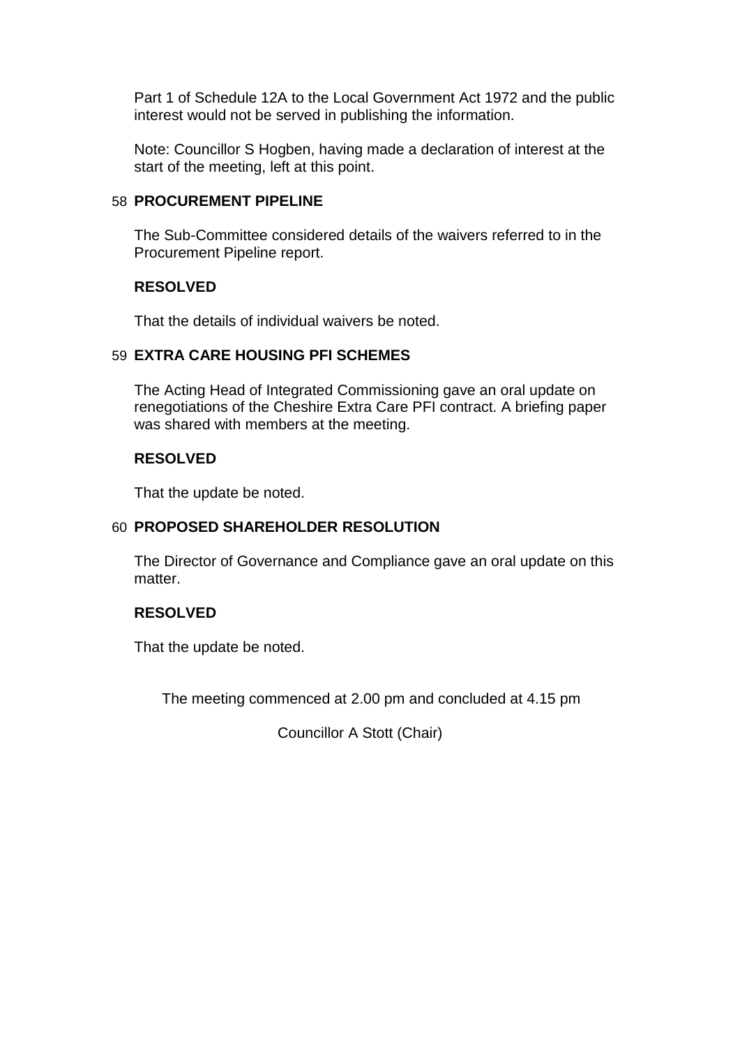Part 1 of Schedule 12A to the Local Government Act 1972 and the public interest would not be served in publishing the information.

Note: Councillor S Hogben, having made a declaration of interest at the start of the meeting, left at this point.

## 58 PROCUREMENT PIPELINE

The Sub-Committee considered details of the waivers referred to in the Procurement Pipeline report.

**RESOLVED**

That the details of individual waivers be noted.

## 59 EXTRA CARE HOUSING PFI SCHEMES

The Acting Head of Integrated Commissioning gave an oral update on renegotiations of the Cheshire Extra Care PFI contract. A briefing paper was shared with members at the meeting.

**RESOLVED**

That the update be noted.

## 60 PROPOSED SHAREHOLDER RESOLUTION

The Director of Governance and Compliance gave an oral update on this matter.

**RESOLVED**

That the update be noted.

The meeting commenced at 2.00 pm and concluded at 4.15 pm

Councillor A Stott (Chair)